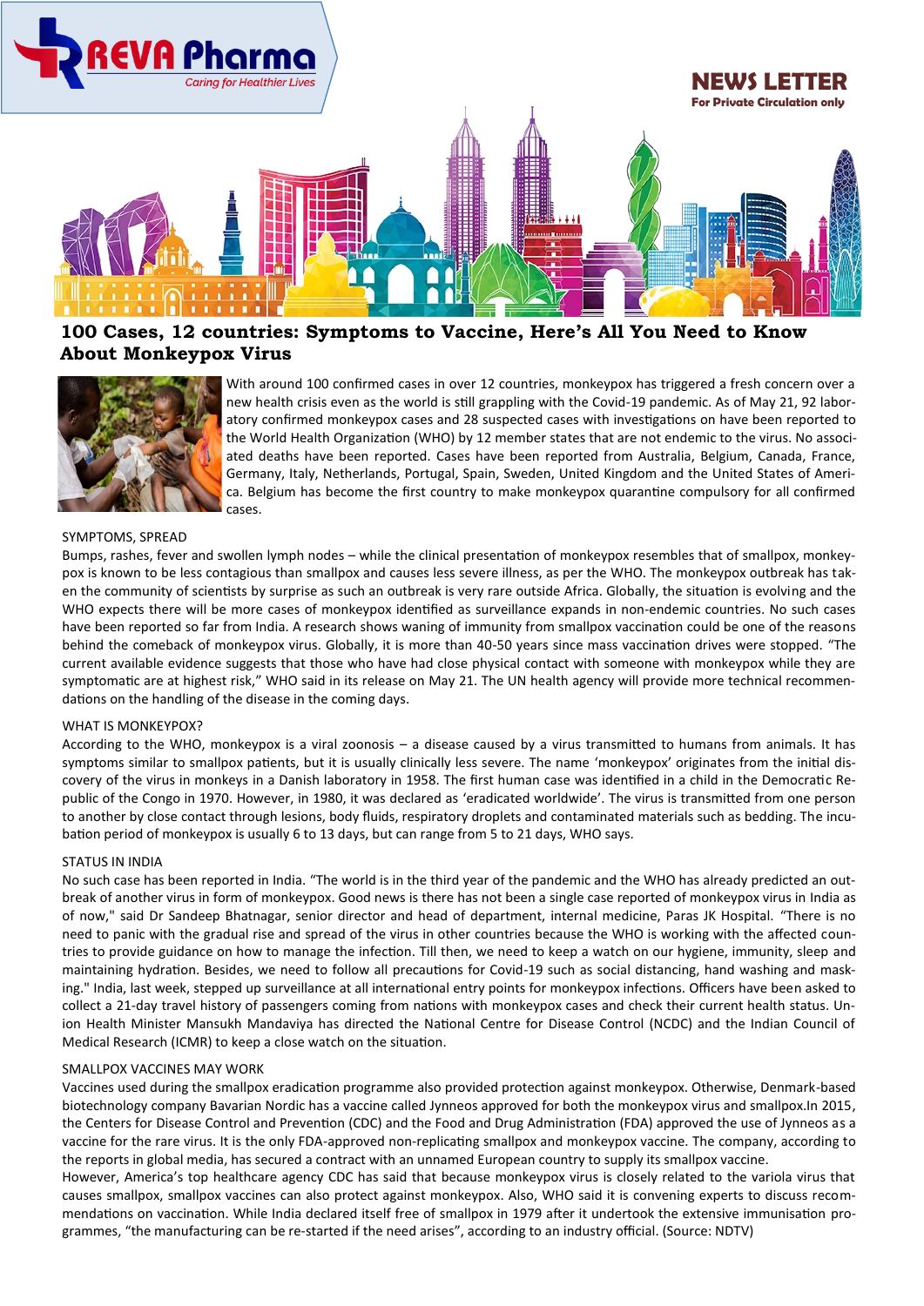REVA Pharma

Caring for Healthier Lives

NEWS LETTER

For Private Circulation only

# 100 Cases, 12 countries: Symptoms to Vaccine, Here's All You Need to Know About Monkeypox Virus

With around 100 confirmed cases in over 12 countries, monkeypox has triggered a fresh concern over a new health crisis even as the world is still grappling with the Covid-19 pandemic. As of May 21, 92 laboratory confirmed monkeypox cases and 28 suspected cases with investigations on have been reported to the World Health Organization (WHO) by 12 member states that are not endemic to the virus. No associated deaths have been reported. Cases have been reported from Australia, Belgium, Canada, France, Germany, Italy, Netherlands, Portugal, Spain, Sweden, United Kingdom and the United States of America. Belgium has become the first country to make monkeypox quarantine compulsory for all confirmed cases.

## SYMPTOMS, SPREAD

Bumps, rashes, fever and swollen lymph nodes – while the clinical presentation of monkeypox resembles that of smallpox, monkeypox is known to be less contagious than smallpox and causes less severe illness, as per the WHO. The monkeypox outbreak has taken the community of scientists by surprise as such an outbreak is very rare outside Africa. Globally, the situation is evolving and the WHO expects there will be more cases of monkeypox identified as surveillance expands in non-endemic countries. No such cases have been reported so far from India. A research shows waning of immunity from smallpox vaccination could be one of the reasons behind the comeback of monkeypox virus. Globally, it is more than 40-50 years since mass vaccination drives were stopped. "The current available evidence suggests that those who have had close physical contact with someone with monkeypox while they are symptomatic are at highest risk," WHO said in its release on May 21. The UN health agency will provide more technical recommendations on the handling of the disease in the coming days.

## WHAT IS MONKEYPOX?

According to the WHO, monkeypox is a viral zoonosis – a disease caused by a virus transmitted to humans from animals. It has symptoms similar to smallpox patients, but it is usually clinically less severe. The name 'monkeypox' originates from the initial discovery of the virus in monkeys in a Danish laboratory in 1958. The first human case was identified in a child in the Democratic Republic of the Congo in 1970. However, in 1980, it was declared as 'eradicated worldwide'. The virus is transmitted from one person to another by close contact through lesions, body fluids, respiratory droplets and contaminated materials such as bedding. The incubation period of monkeypox is usually 6 to 13 days, but can range from 5 to 21 days, WHO says.

## STATUS IN INDIA

No such case has been reported in India. "The world is in the third year of the pandemic and the WHO has already predicted an outbreak of another virus in form of monkeypox. Good news is there has not been a single case reported of monkeypox virus in India as of now," said Dr Sandeep Bhatnagar, senior director and head of department, internal medicine, Paras JK Hospital. "There is no need to panic with the gradual rise and spread of the virus in other countries because the WHO is working with the affected countries to provide guidance on how to manage the infection. Till then, we need to keep a watch on our hygiene, immunity, sleep and maintaining hydration. Besides, we need to follow all precautions for Covid-19 such as social distancing, hand washing and masking." India, last week, stepped up surveillance at all international entry points for monkeypox infections. Officers have been asked to collect a 21-day travel history of passengers coming from nations with monkeypox cases and check their current health status. Union Health Minister Mansukh Mandaviya has directed the National Centre for Disease Control (NCDC) and the Indian Council of Medical Research (ICMR) to keep a close watch on the situation.

## SMALLPOX VACCINES MAY WORK

Vaccines used during the smallpox eradication programme also provided protection against monkeypox. Otherwise, Denmark-based biotechnology company Bavarian Nordic has a vaccine called Jynneos approved for both the monkeypox virus and smallpox.In 2015, the Centers for Disease Control and Prevention (CDC) and the Food and Drug Administration (FDA) approved the use of Jynneos as a vaccine for the rare virus. It is the only FDA-approved non-replicating smallpox and monkeypox vaccine. The company, according to the reports in global media, has secured a contract with an unnamed European country to supply its smallpox vaccine.

However, America's top healthcare agency CDC has said that because monkeypox virus is closely related to the variola virus that causes smallpox, smallpox vaccines can also protect against monkeypox. Also, WHO said it is convening experts to discuss recommendations on vaccination. While India declared itself free of smallpox in 1979 after it undertook the extensive immunisation programmes, "the manufacturing can be re-started if the need arises", according to an industry official. (Source: NDTV)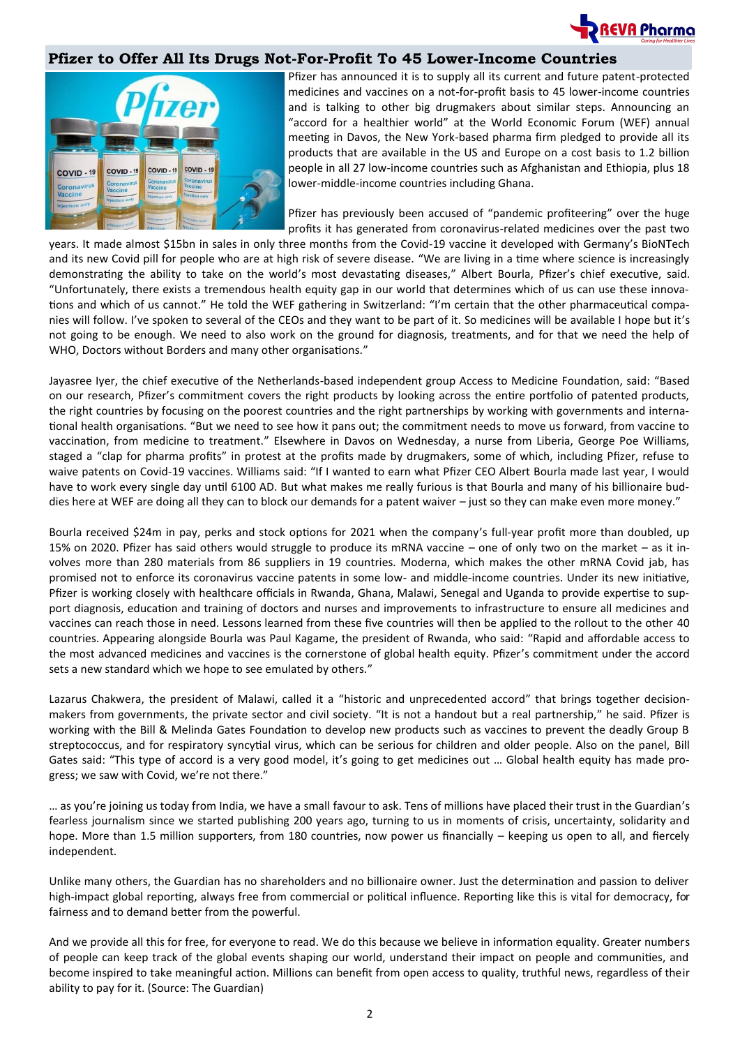## Pfizer to Offer All Its Drugs Not-For-Profit To 45 Lower-Income Countries

Pfizer has announced it is to supply all its current and future patent-protected medicines and vaccines on a not-for-profit basis to 45 lower-income countries and is talking to other big drugmakers about similar steps. Announcing an "accord for a healthier world" at the World Economic Forum (WEF) annual meeting in Davos, the New York-based pharma firm pledged to provide all its products that are available in the US and Europe on a cost basis to 1.2 billion people in all 27 low-income countries such as Afghanistan and Ethiopia, plus 18 lower-middle-income countries including Ghana.

Pfizer has previously been accused of "pandemic profiteering" over the huge profits it has generated from coronavirus-related medicines over the past two years. It made almost $15bn in sales in only three months from the Covid-19 vaccine it developed with Germany's BioNTech and its new Covid pill for people who are at high risk of severe disease. "We are living in a time where science is increasingly demonstrating the ability to take on the world's most devastating diseases," Albert Bourla, Pfizer's chief executive, said. "Unfortunately, there exists a tremendous health equity gap in our world that determines which of us can use these innovations and which of us cannot." He told the WEF gathering in Switzerland: "I'm certain that the other pharmaceutical companies will follow. I've spoken to several of the CEOs and they want to be part of it. So medicines will be available I hope but it's not going to be enough. We need to also work on the ground for diagnosis, treatments, and for that we need the help of WHO, Doctors without Borders and many other organisations."

Jayasree Iyer, the chief executive of the Netherlands-based independent group Access to Medicine Foundation, said: "Based on our research, Pfizer's commitment covers the right products by looking across the entire portfolio of patented products, the right countries by focusing on the poorest countries and the right partnerships by working with governments and international health organisations. "But we need to see how it pans out; the commitment needs to move us forward, from vaccine to vaccination, from medicine to treatment." Elsewhere in Davos on Wednesday, a nurse from Liberia, George Poe Williams, staged a "clap for pharma profits" in protest at the profits made by drugmakers, some of which, including Pfizer, refuse to waive patents on Covid-19 vaccines. Williams said: "If I wanted to earn what Pfizer CEO Albert Bourla made last year, I would have to work every single day until 6100 AD. But what makes me really furious is that Bourla and many of his billionaire buddies here at WEF are doing all they can to block our demands for a patent waiver – just so they can make even more money."

Bourla received $24m in pay, perks and stock options for 2021 when the company's full-year profit more than doubled, up 15% on 2020. Pfizer has said others would struggle to produce its mRNA vaccine – one of only two on the market – as it involves more than 280 materials from 86 suppliers in 19 countries. Moderna, which makes the other mRNA Covid jab, has promised not to enforce its coronavirus vaccine patents in some low- and middle-income countries. Under its new initiative, Pfizer is working closely with healthcare officials in Rwanda, Ghana, Malawi, Senegal and Uganda to provide expertise to support diagnosis, education and training of doctors and nurses and improvements to infrastructure to ensure all medicines and vaccines can reach those in need. Lessons learned from these five countries will then be applied to the rollout to the other 40 countries. Appearing alongside Bourla was Paul Kagame, the president of Rwanda, who said: "Rapid and affordable access to the most advanced medicines and vaccines is the cornerstone of global health equity. Pfizer's commitment under the accord sets a new standard which we hope to see emulated by others."

Lazarus Chakwera, the president of Malawi, called it a "historic and unprecedented accord" that brings together decision-makers from governments, the private sector and civil society. "It is not a handout but a real partnership," he said. Pfizer is working with the Bill & Melinda Gates Foundation to develop new products such as vaccines to prevent the deadly Group B streptococcus, and for respiratory syncytial virus, which can be serious for children and older people. Also on the panel, Bill Gates said: "This type of accord is a very good model, it's going to get medicines out … Global health equity has made progress; we saw with Covid, we're not there."

… as you're joining us today from India, we have a small favour to ask. Tens of millions have placed their trust in the Guardian's fearless journalism since we started publishing 200 years ago, turning to us in moments of crisis, uncertainty, solidarity and hope. More than 1.5 million supporters, from 180 countries, now power us financially – keeping us open to all, and fiercely independent.

Unlike many others, the Guardian has no shareholders and no billionaire owner. Just the determination and passion to deliver high-impact global reporting, always free from commercial or political influence. Reporting like this is vital for democracy, for fairness and to demand better from the powerful.

And we provide all this for free, for everyone to read. We do this because we believe in information equality. Greater numbers of people can keep track of the global events shaping our world, understand their impact on people and communities, and become inspired to take meaningful action. Millions can benefit from open access to quality, truthful news, regardless of their ability to pay for it. (Source: The Guardian)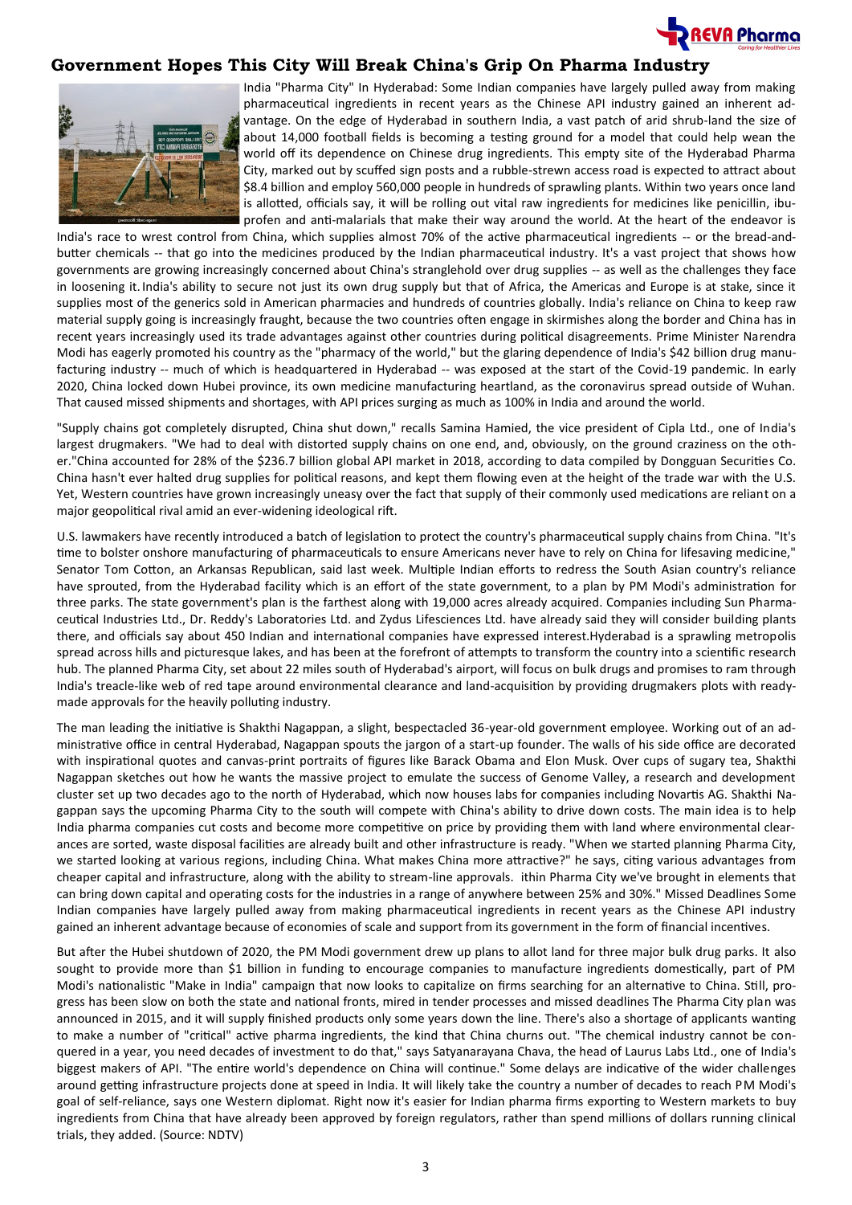## Government Hopes This City Will Break China's Grip On Pharma Industry

India "Pharma City" In Hyderabad: Some Indian companies have largely pulled away from making pharmaceutical ingredients in recent years as the Chinese API industry gained an inherent advantage. On the edge of Hyderabad in southern India, a vast patch of arid shrub-land the size of about 14,000 football fields is becoming a testing ground for a model that could help wean the world off its dependence on Chinese drug ingredients. This empty site of the Hyderabad Pharma City, marked out by scuffed sign posts and a rubble-strewn access road is expected to attract about $8.4 billion and employ 560,000 people in hundreds of sprawling plants. Within two years once land is allotted, officials say, it will be rolling out vital raw ingredients for medicines like penicillin, ibuprofen and anti-malarials that make their way around the world. At the heart of the endeavor is India's race to wrest control from China, which supplies almost 70% of the active pharmaceutical ingredients -- or the bread-and-butter chemicals -- that go into the medicines produced by the Indian pharmaceutical industry. It's a vast project that shows how governments are growing increasingly concerned about China's stranglehold over drug supplies -- as well as the challenges they face in loosening it. India's ability to secure not just its own drug supply but that of Africa, the Americas and Europe is at stake, since it supplies most of the generics sold in American pharmacies and hundreds of countries globally. India's reliance on China to keep raw material supply going is increasingly fraught, because the two countries often engage in skirmishes along the border and China has in recent years increasingly used its trade advantages against other countries during political disagreements. Prime Minister Narendra Modi has eagerly promoted his country as the "pharmacy of the world," but the glaring dependence of India's $42 billion drug manufacturing industry -- much of which is headquartered in Hyderabad -- was exposed at the start of the Covid-19 pandemic. In early 2020, China locked down Hubei province, its own medicine manufacturing heartland, as the coronavirus spread outside of Wuhan. That caused missed shipments and shortages, with API prices surging as much as 100% in India and around the world.

"Supply chains got completely disrupted, China shut down," recalls Samina Hamied, the vice president of Cipla Ltd., one of India's largest drugmakers. "We had to deal with distorted supply chains on one end, and, obviously, on the ground craziness on the other."China accounted for 28% of the $236.7 billion global API market in 2018, according to data compiled by Dongguan Securities Co. China hasn't ever halted drug supplies for political reasons, and kept them flowing even at the height of the trade war with the U.S. Yet, Western countries have grown increasingly uneasy over the fact that supply of their commonly used medications are reliant on a major geopolitical rival amid an ever-widening ideological rift.

U.S. lawmakers have recently introduced a batch of legislation to protect the country's pharmaceutical supply chains from China. "It's time to bolster onshore manufacturing of pharmaceuticals to ensure Americans never have to rely on China for lifesaving medicine," Senator Tom Cotton, an Arkansas Republican, said last week. Multiple Indian efforts to redress the South Asian country's reliance have sprouted, from the Hyderabad facility which is an effort of the state government, to a plan by PM Modi's administration for three parks. The state government's plan is the farthest along with 19,000 acres already acquired. Companies including Sun Pharmaceutical Industries Ltd., Dr. Reddy's Laboratories Ltd. and Zydus Lifesciences Ltd. have already said they will consider building plants there, and officials say about 450 Indian and international companies have expressed interest.Hyderabad is a sprawling metropolis spread across hills and picturesque lakes, and has been at the forefront of attempts to transform the country into a scientific research hub. The planned Pharma City, set about 22 miles south of Hyderabad's airport, will focus on bulk drugs and promises to ram through India's treacle-like web of red tape around environmental clearance and land-acquisition by providing drugmakers plots with ready-made approvals for the heavily polluting industry.

The man leading the initiative is Shakthi Nagappan, a slight, bespectacled 36-year-old government employee. Working out of an administrative office in central Hyderabad, Nagappan spouts the jargon of a start-up founder. The walls of his side office are decorated with inspirational quotes and canvas-print portraits of figures like Barack Obama and Elon Musk. Over cups of sugary tea, Shakthi Nagappan sketches out how he wants the massive project to emulate the success of Genome Valley, a research and development cluster set up two decades ago to the north of Hyderabad, which now houses labs for companies including Novartis AG. Shakthi Nagappan says the upcoming Pharma City to the south will compete with China's ability to drive down costs. The main idea is to help India pharma companies cut costs and become more competitive on price by providing them with land where environmental clearances are sorted, waste disposal facilities are already built and other infrastructure is ready. "When we started planning Pharma City, we started looking at various regions, including China. What makes China more attractive?" he says, citing various advantages from cheaper capital and infrastructure, along with the ability to stream-line approvals. ithin Pharma City we've brought in elements that can bring down capital and operating costs for the industries in a range of anywhere between 25% and 30%." Missed Deadlines Some Indian companies have largely pulled away from making pharmaceutical ingredients in recent years as the Chinese API industry gained an inherent advantage because of economies of scale and support from its government in the form of financial incentives.

But after the Hubei shutdown of 2020, the PM Modi government drew up plans to allot land for three major bulk drug parks. It also sought to provide more than $1 billion in funding to encourage companies to manufacture ingredients domestically, part of PM Modi's nationalistic "Make in India" campaign that now looks to capitalize on firms searching for an alternative to China. Still, progress has been slow on both the state and national fronts, mired in tender processes and missed deadlines The Pharma City plan was announced in 2015, and it will supply finished products only some years down the line. There's also a shortage of applicants wanting to make a number of "critical" active pharma ingredients, the kind that China churns out. "The chemical industry cannot be conquered in a year, you need decades of investment to do that," says Satyanarayana Chava, the head of Laurus Labs Ltd., one of India's biggest makers of API. "The entire world's dependence on China will continue." Some delays are indicative of the wider challenges around getting infrastructure projects done at speed in India. It will likely take the country a number of decades to reach PM Modi's goal of self-reliance, says one Western diplomat. Right now it's easier for Indian pharma firms exporting to Western markets to buy ingredients from China that have already been approved by foreign regulators, rather than spend millions of dollars running clinical trials, they added. (Source: NDTV)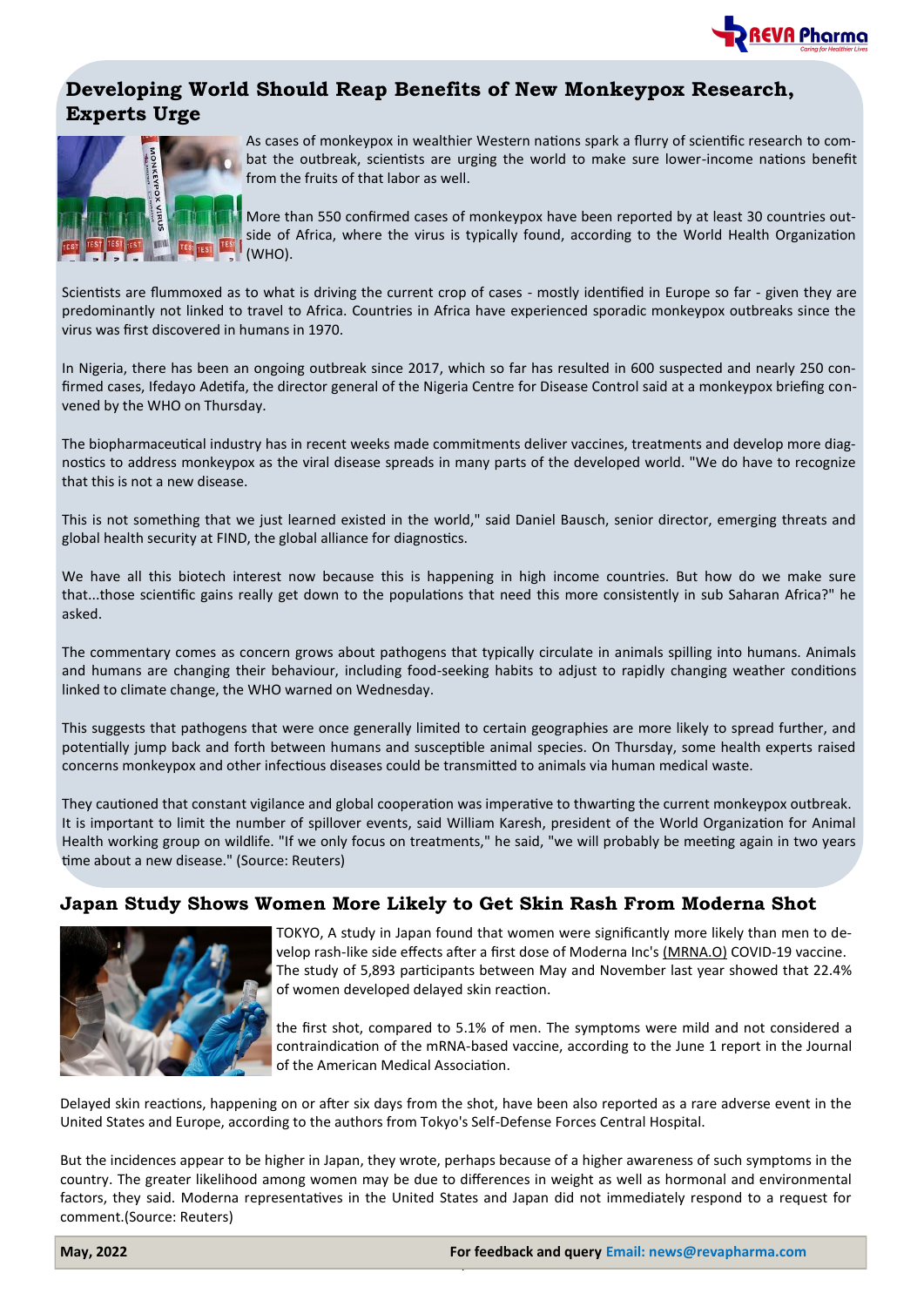## Developing World Should Reap Benefits of New Monkeypox Research, Experts Urge

As cases of monkeypox in wealthier Western nations spark a flurry of scientific research to combat the outbreak, scientists are urging the world to make sure lower-income nations benefit from the fruits of that labor as well.

More than 550 confirmed cases of monkeypox have been reported by at least 30 countries outside of Africa, where the virus is typically found, according to the World Health Organization (WHO).

Scientists are flummoxed as to what is driving the current crop of cases - mostly identified in Europe so far - given they are predominantly not linked to travel to Africa. Countries in Africa have experienced sporadic monkeypox outbreaks since the virus was first discovered in humans in 1970.

In Nigeria, there has been an ongoing outbreak since 2017, which so far has resulted in 600 suspected and nearly 250 confirmed cases, Ifedayo Adetifa, the director general of the Nigeria Centre for Disease Control said at a monkeypox briefing convened by the WHO on Thursday.

The biopharmaceutical industry has in recent weeks made commitments deliver vaccines, treatments and develop more diagnostics to address monkeypox as the viral disease spreads in many parts of the developed world. "We do have to recognize that this is not a new disease.

This is not something that we just learned existed in the world," said Daniel Bausch, senior director, emerging threats and global health security at FIND, the global alliance for diagnostics.

We have all this biotech interest now because this is happening in high income countries. But how do we make sure that...those scientific gains really get down to the populations that need this more consistently in sub Saharan Africa?" he asked.

The commentary comes as concern grows about pathogens that typically circulate in animals spilling into humans. Animals and humans are changing their behaviour, including food-seeking habits to adjust to rapidly changing weather conditions linked to climate change, the WHO warned on Wednesday.

This suggests that pathogens that were once generally limited to certain geographies are more likely to spread further, and potentially jump back and forth between humans and susceptible animal species. On Thursday, some health experts raised concerns monkeypox and other infectious diseases could be transmitted to animals via human medical waste.

They cautioned that constant vigilance and global cooperation was imperative to thwarting the current monkeypox outbreak. It is important to limit the number of spillover events, said William Karesh, president of the World Organization for Animal Health working group on wildlife. "If we only focus on treatments," he said, "we will probably be meeting again in two years time about a new disease." (Source: Reuters)

## Japan Study Shows Women More Likely to Get Skin Rash From Moderna Shot

TOKYO, A study in Japan found that women were significantly more likely than men to develop rash-like side effects after a first dose of Moderna Inc's (MRNA.O) COVID-19 vaccine. The study of 5,893 participants between May and November last year showed that 22.4% of women developed delayed skin reaction.

the first shot, compared to 5.1% of men. The symptoms were mild and not considered a contraindication of the mRNA-based vaccine, according to the June 1 report in the Journal of the American Medical Association.

Delayed skin reactions, happening on or after six days from the shot, have been also reported as a rare adverse event in the United States and Europe, according to the authors from Tokyo's Self-Defense Forces Central Hospital.

But the incidences appear to be higher in Japan, they wrote, perhaps because of a higher awareness of such symptoms in the country. The greater likelihood among women may be due to differences in weight as well as hormonal and environmental factors, they said. Moderna representatives in the United States and Japan did not immediately respond to a request for comment.(Source: Reuters)

**May, 2022** **For feedback and query Email: news@revapharma.com**